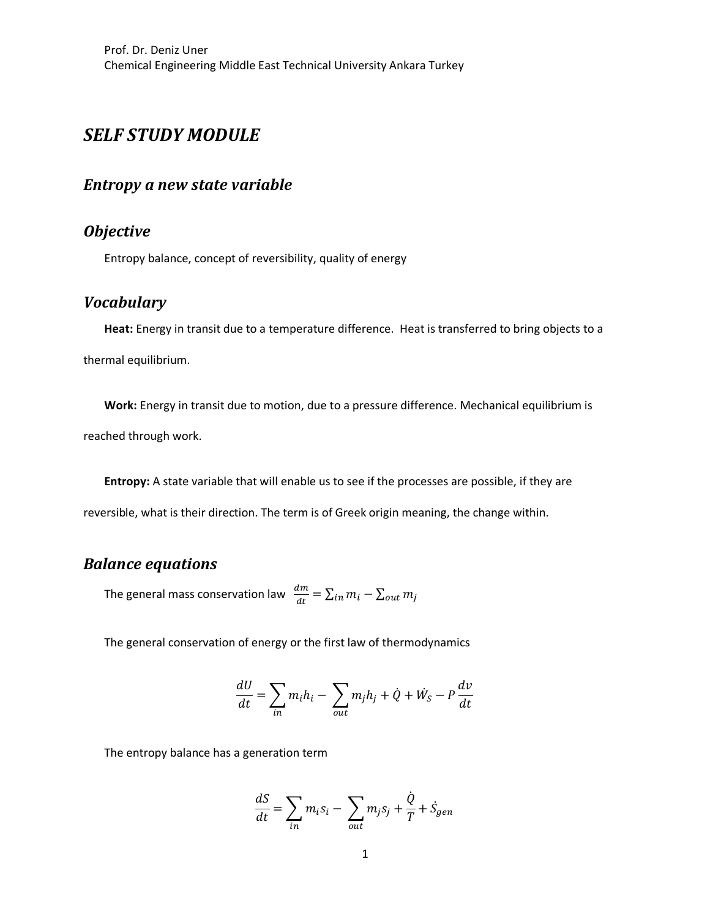Prof. Dr. Deniz Uner

Chemical Engineering Middle East Technical University Ankara Turkey

# *SELF STUDY MODULE*

## *Entropy a new state variable*

## *Objective*

Entropy balance, concept of reversibility, quality of energy

## *Vocabulary*

**Heat:** Energy in transit due to a temperature difference. Heat is transferred to bring objects to a thermal equilibrium.

**Work:** Energy in transit due to motion, due to a pressure difference. Mechanical equilibrium is reached through work.

**Entropy:** A state variable that will enable us to see if the processes are possible, if they are reversible, what is their direction. The term is of Greek origin meaning, the change within.

## *Balance equations*

The general mass conservation law $\frac{dm}{dt} = \sum_{in} m_i - \sum_{out} m_j$

The general conservation of energy or the first law of thermodynamics

$$\frac{dU}{dt} = \sum_{in} m_i h_i - \sum_{out} m_j h_j + \dot{Q} + \dot{W}_S - P\frac{dv}{dt}$$

The entropy balance has a generation term

$$\frac{dS}{dt} = \sum_{in} m_i s_i - \sum_{out} m_j s_j + \frac{\dot{Q}}{T} + \dot{S}_{gen}$$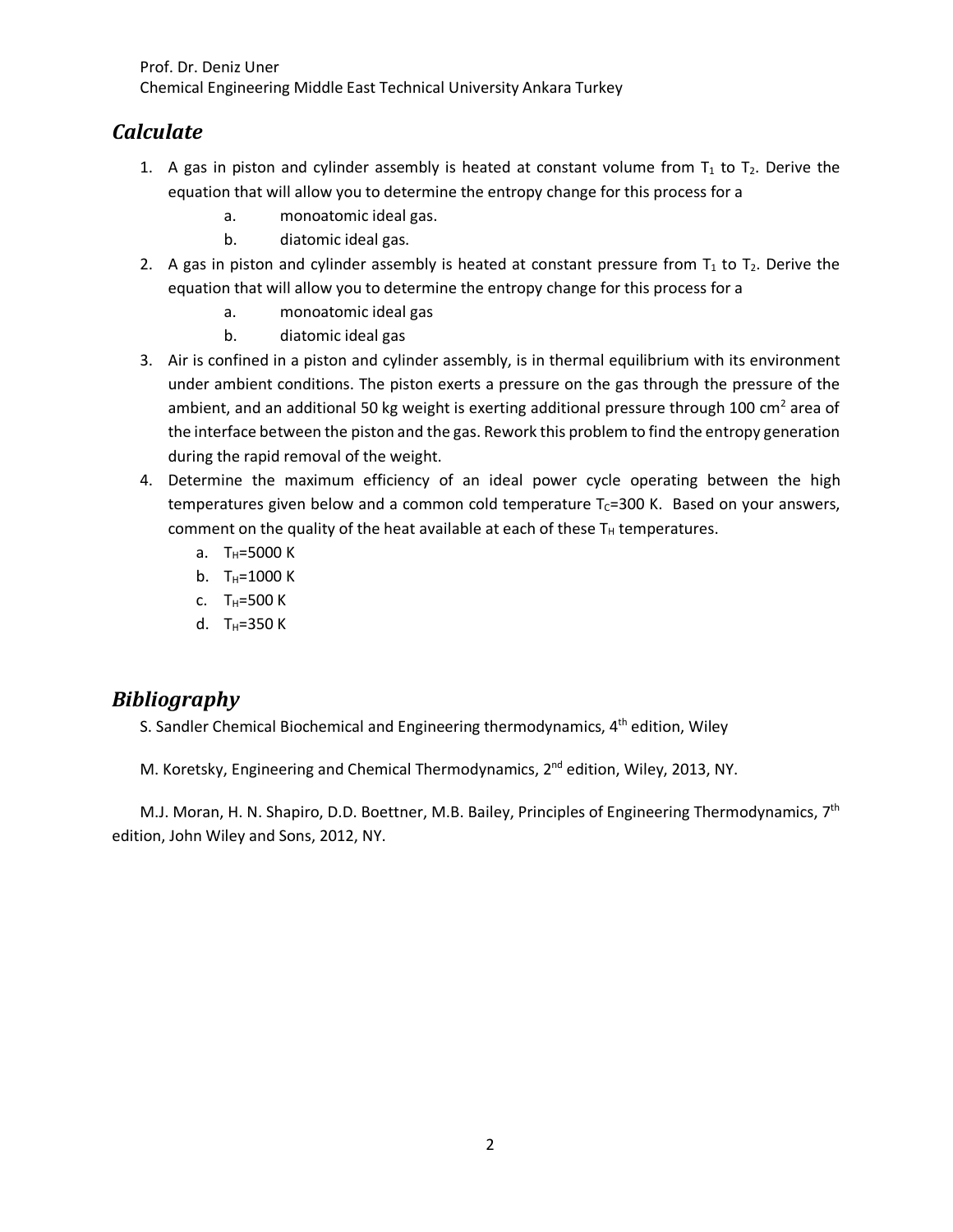## *Calculate*

1. A gas in piston and cylinder assembly is heated at constant volume from $T_1$ to $T_2$. Derive the equation that will allow you to determine the entropy change for this process for a
   a. monoatomic ideal gas.
   b. diatomic ideal gas.
2. A gas in piston and cylinder assembly is heated at constant pressure from $T_1$ to $T_2$. Derive the equation that will allow you to determine the entropy change for this process for a
   a. monoatomic ideal gas
   b. diatomic ideal gas
3. Air is confined in a piston and cylinder assembly, is in thermal equilibrium with its environment under ambient conditions. The piston exerts a pressure on the gas through the pressure of the ambient, and an additional 50 kg weight is exerting additional pressure through 100 $cm^2$ area of the interface between the piston and the gas. Rework this problem to find the entropy generation during the rapid removal of the weight.
4. Determine the maximum efficiency of an ideal power cycle operating between the high temperatures given below and a common cold temperature $T_C$=300 K. Based on your answers, comment on the quality of the heat available at each of these $T_H$ temperatures.
   a. $T_H$=5000 K
   b. $T_H$=1000 K
   c. $T_H$=500 K
   d. $T_H$=350 K

## *Bibliography*

S. Sandler Chemical Biochemical and Engineering thermodynamics, 4th edition, Wiley

M. Koretsky, Engineering and Chemical Thermodynamics, 2nd edition, Wiley, 2013, NY.

M.J. Moran, H. N. Shapiro, D.D. Boettner, M.B. Bailey, Principles of Engineering Thermodynamics, 7th edition, John Wiley and Sons, 2012, NY.